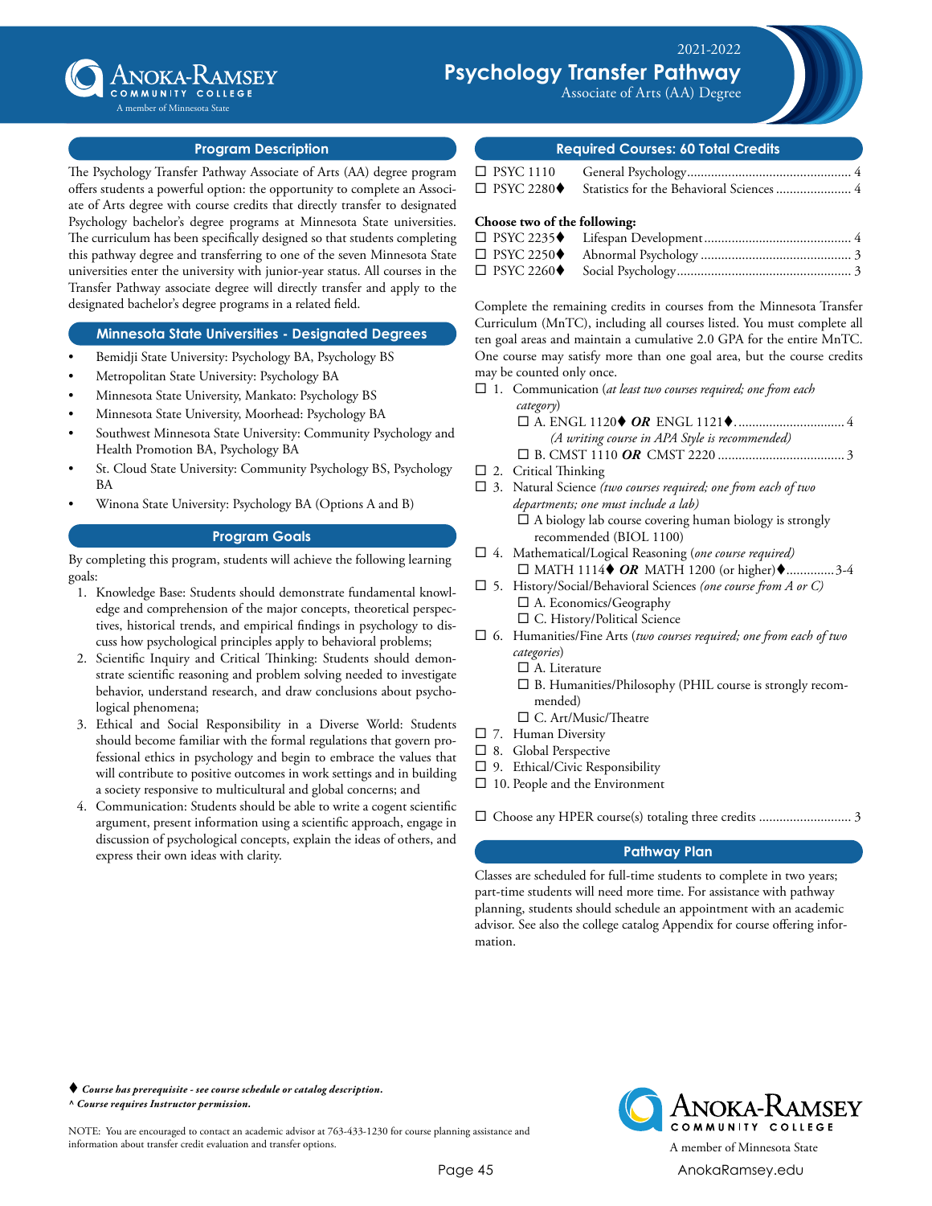Anoka-Ramsey Community College
A member of Minnesota State

2021-2022

# Psychology Transfer Pathway

Associate of Arts (AA) Degree

## Program Description

The Psychology Transfer Pathway Associate of Arts (AA) degree program offers students a powerful option: the opportunity to complete an Associate of Arts degree with course credits that directly transfer to designated Psychology bachelor's degree programs at Minnesota State universities. The curriculum has been specifically designed so that students completing this pathway degree and transferring to one of the seven Minnesota State universities enter the university with junior-year status. All courses in the Transfer Pathway associate degree will directly transfer and apply to the designated bachelor's degree programs in a related field.

## Minnesota State Universities - Designated Degrees

- Bemidji State University: Psychology BA, Psychology BS
- Metropolitan State University: Psychology BA
- Minnesota State University, Mankato: Psychology BS
- Minnesota State University, Moorhead: Psychology BA
- Southwest Minnesota State University: Community Psychology and Health Promotion BA, Psychology BA
- St. Cloud State University: Community Psychology BS, Psychology BA
- Winona State University: Psychology BA (Options A and B)

## Program Goals

By completing this program, students will achieve the following learning goals:

1. Knowledge Base: Students should demonstrate fundamental knowledge and comprehension of the major concepts, theoretical perspectives, historical trends, and empirical findings in psychology to discuss how psychological principles apply to behavioral problems;
2. Scientific Inquiry and Critical Thinking: Students should demonstrate scientific reasoning and problem solving needed to investigate behavior, understand research, and draw conclusions about psychological phenomena;
3. Ethical and Social Responsibility in a Diverse World: Students should become familiar with the formal regulations that govern professional ethics in psychology and begin to embrace the values that will contribute to positive outcomes in work settings and in building a society responsive to multicultural and global concerns; and
4. Communication: Students should be able to write a cogent scientific argument, present information using a scientific approach, engage in discussion of psychological concepts, explain the ideas of others, and express their own ideas with clarity.

## Required Courses: 60 Total Credits

- ☐ PSYC 1110 General Psychology .................... 4
- ☐ PSYC 2280♦ Statistics for the Behavioral Sciences .................... 4

**Choose two of the following:**

- ☐ PSYC 2235♦ Lifespan Development .................... 4
- ☐ PSYC 2250♦ Abnormal Psychology .................... 3
- ☐ PSYC 2260♦ Social Psychology .................... 3

Complete the remaining credits in courses from the Minnesota Transfer Curriculum (MnTC), including all courses listed. You must complete all ten goal areas and maintain a cumulative 2.0 GPA for the entire MnTC. One course may satisfy more than one goal area, but the course credits may be counted only once.

- ☐ 1. Communication (*at least two courses required; one from each category*)
  - ☐ A. ENGL 1120♦ ***OR*** ENGL 1121♦. .................... 4
    (*A writing course in APA Style is recommended*)
  - ☐ B. CMST 1110 ***OR*** CMST 2220 .................... 3
- ☐ 2. Critical Thinking
- ☐ 3. Natural Science (*two courses required; one from each of two departments; one must include a lab*)
  - ☐ A biology lab course covering human biology is strongly recommended (BIOL 1100)
- ☐ 4. Mathematical/Logical Reasoning (*one course required*)
  - ☐ MATH 1114♦ ***OR*** MATH 1200 (or higher)♦ .................... 3-4
- ☐ 5. History/Social/Behavioral Sciences (*one course from A or C*)
  - ☐ A. Economics/Geography
  - ☐ C. History/Political Science
- ☐ 6. Humanities/Fine Arts (*two courses required; one from each of two categories*)
  - ☐ A. Literature
  - ☐ B. Humanities/Philosophy (PHIL course is strongly recommended)
  - ☐ C. Art/Music/Theatre
- ☐ 7. Human Diversity
- ☐ 8. Global Perspective
- ☐ 9. Ethical/Civic Responsibility
- ☐ 10. People and the Environment

☐ Choose any HPER course(s) totaling three credits .................... 3

## Pathway Plan

Classes are scheduled for full-time students to complete in two years; part-time students will need more time. For assistance with pathway planning, students should schedule an appointment with an academic advisor. See also the college catalog Appendix for course offering information.

♦ ***Course has prerequisite - see course schedule or catalog description.***
^ ***Course requires Instructor permission.***

NOTE: You are encouraged to contact an academic advisor at 763-433-1230 for course planning assistance and information about transfer credit evaluation and transfer options.

Anoka-Ramsey Community College
A member of Minnesota State
AnokaRamsey.edu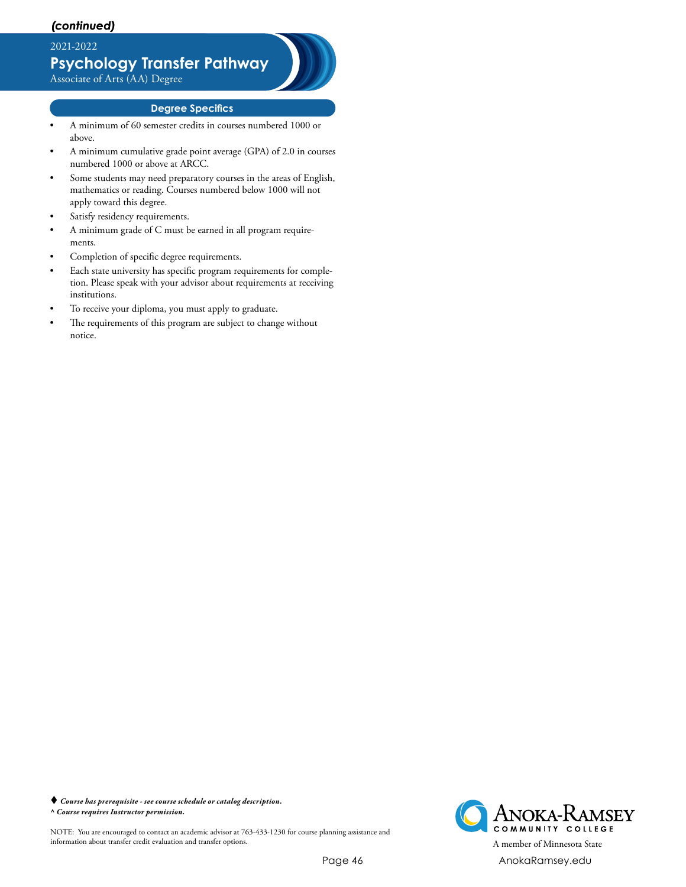*(continued)*

2021-2022

# Psychology Transfer Pathway

Associate of Arts (AA) Degree

## Degree Specifics

- A minimum of 60 semester credits in courses numbered 1000 or above.
- A minimum cumulative grade point average (GPA) of 2.0 in courses numbered 1000 or above at ARCC.
- Some students may need preparatory courses in the areas of English, mathematics or reading. Courses numbered below 1000 will not apply toward this degree.
- Satisfy residency requirements.
- A minimum grade of C must be earned in all program requirements.
- Completion of specific degree requirements.
- Each state university has specific program requirements for completion. Please speak with your advisor about requirements at receiving institutions.
- To receive your diploma, you must apply to graduate.
- The requirements of this program are subject to change without notice.

♦ ***Course has prerequisite - see course schedule or catalog description.***

^ ***Course requires Instructor permission.***

NOTE: You are encouraged to contact an academic advisor at 763-433-1230 for course planning assistance and information about transfer credit evaluation and transfer options.

Anoka-Ramsey Community College

A member of Minnesota State

AnokaRamsey.edu